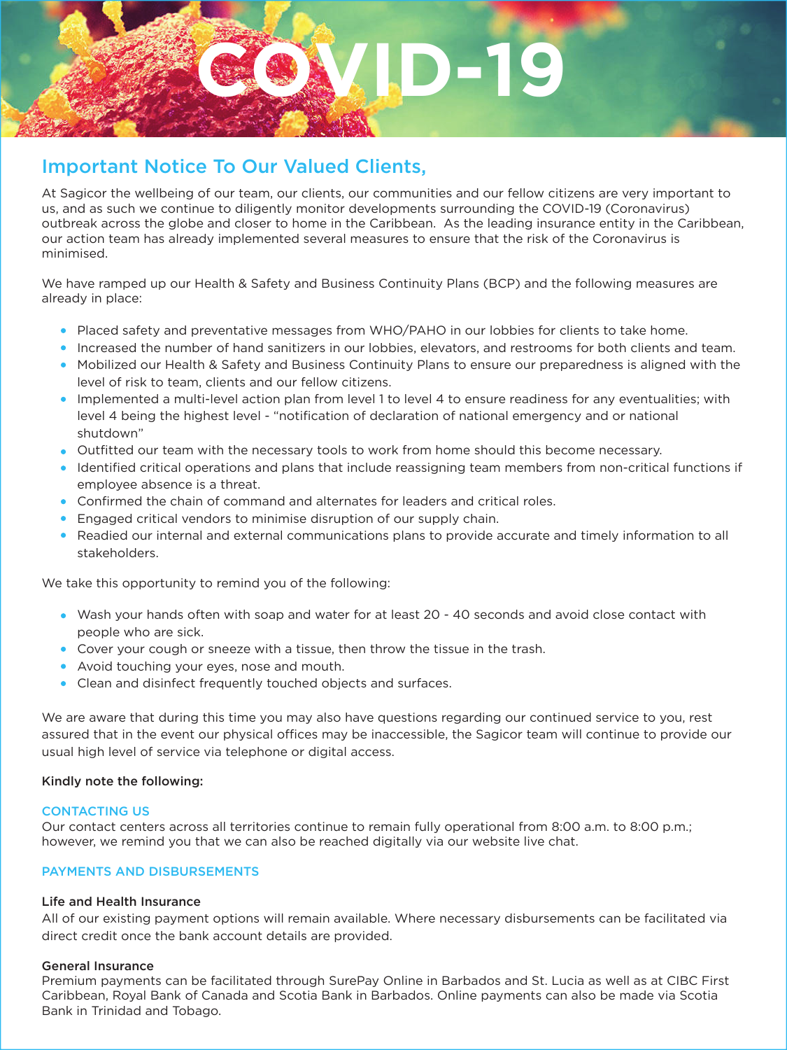# COVID-19

## Important Notice To Our Valued Clients,

At Sagicor the wellbeing of our team, our clients, our communities and our fellow citizens are very important to us, and as such we continue to diligently monitor developments surrounding the COVID-19 (Coronavirus) outbreak across the globe and closer to home in the Caribbean. As the leading insurance entity in the Caribbean, our action team has already implemented several measures to ensure that the risk of the Coronavirus is minimised.

We have ramped up our Health & Safety and Business Continuity Plans (BCP) and the following measures are already in place:

- Placed safety and preventative messages from WHO/PAHO in our lobbies for clients to take home.
- Increased the number of hand sanitizers in our lobbies, elevators, and restrooms for both clients and team.
- Mobilized our Health & Safety and Business Continuity Plans to ensure our preparedness is aligned with the level of risk to team, clients and our fellow citizens.
- Implemented a multi-level action plan from level 1 to level 4 to ensure readiness for any eventualities; with level 4 being the highest level - "notification of declaration of national emergency and or national shutdown"
- Outfitted our team with the necessary tools to work from home should this become necessary.
- Identified critical operations and plans that include reassigning team members from non-critical functions if employee absence is a threat.
- Confirmed the chain of command and alternates for leaders and critical roles.
- Engaged critical vendors to minimise disruption of our supply chain.
- Readied our internal and external communications plans to provide accurate and timely information to all stakeholders.

We take this opportunity to remind you of the following:

- Wash your hands often with soap and water for at least 20 - 40 seconds and avoid close contact with people who are sick.
- Cover your cough or sneeze with a tissue, then throw the tissue in the trash.
- Avoid touching your eyes, nose and mouth.
- Clean and disinfect frequently touched objects and surfaces.

We are aware that during this time you may also have questions regarding our continued service to you, rest assured that in the event our physical offices may be inaccessible, the Sagicor team will continue to provide our usual high level of service via telephone or digital access.

**Kindly note the following:**

### CONTACTING US

Our contact centers across all territories continue to remain fully operational from 8:00 a.m. to 8:00 p.m.; however, we remind you that we can also be reached digitally via our website live chat.

### PAYMENTS AND DISBURSEMENTS

**Life and Health Insurance**

All of our existing payment options will remain available. Where necessary disbursements can be facilitated via direct credit once the bank account details are provided.

**General Insurance**

Premium payments can be facilitated through SurePay Online in Barbados and St. Lucia as well as at CIBC First Caribbean, Royal Bank of Canada and Scotia Bank in Barbados. Online payments can also be made via Scotia Bank in Trinidad and Tobago.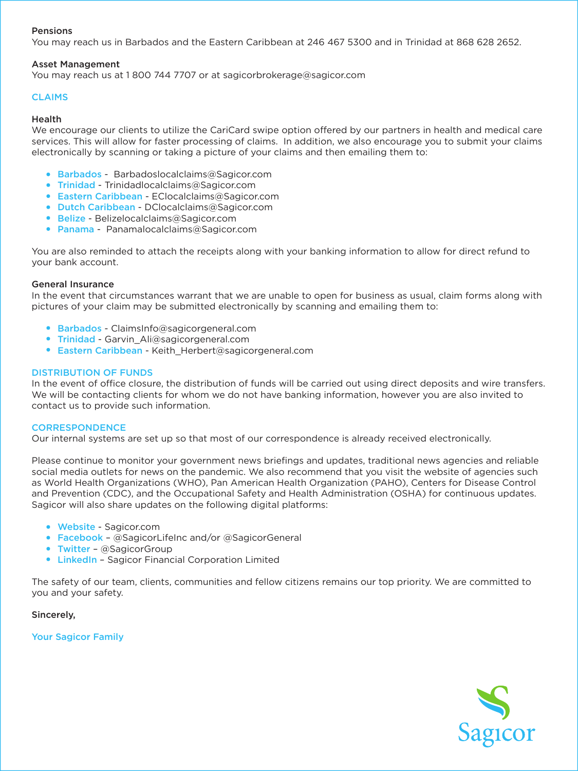**Pensions**
You may reach us in Barbados and the Eastern Caribbean at 246 467 5300 and in Trinidad at 868 628 2652.

**Asset Management**
You may reach us at 1 800 744 7707 or at sagicorbrokerage@sagicor.com

## CLAIMS

**Health**
We encourage our clients to utilize the CariCard swipe option offered by our partners in health and medical care services. This will allow for faster processing of claims. In addition, we also encourage you to submit your claims electronically by scanning or taking a picture of your claims and then emailing them to:

- Barbados - Barbadoslocalclaims@Sagicor.com
- Trinidad - Trinidadlocalclaims@Sagicor.com
- Eastern Caribbean - EClocalclaims@Sagicor.com
- Dutch Caribbean - DClocalclaims@Sagicor.com
- Belize - Belizelocalclaims@Sagicor.com
- Panama - Panamalocalclaims@Sagicor.com

You are also reminded to attach the receipts along with your banking information to allow for direct refund to your bank account.

**General Insurance**
In the event that circumstances warrant that we are unable to open for business as usual, claim forms along with pictures of your claim may be submitted electronically by scanning and emailing them to:

- Barbados - ClaimsInfo@sagicorgeneral.com
- Trinidad - Garvin_Ali@sagicorgeneral.com
- Eastern Caribbean - Keith_Herbert@sagicorgeneral.com

## DISTRIBUTION OF FUNDS

In the event of office closure, the distribution of funds will be carried out using direct deposits and wire transfers. We will be contacting clients for whom we do not have banking information, however you are also invited to contact us to provide such information.

## CORRESPONDENCE

Our internal systems are set up so that most of our correspondence is already received electronically.

Please continue to monitor your government news briefings and updates, traditional news agencies and reliable social media outlets for news on the pandemic. We also recommend that you visit the website of agencies such as World Health Organizations (WHO), Pan American Health Organization (PAHO), Centers for Disease Control and Prevention (CDC), and the Occupational Safety and Health Administration (OSHA) for continuous updates. Sagicor will also share updates on the following digital platforms:

- Website - Sagicor.com
- Facebook – @SagicorLifeInc and/or @SagicorGeneral
- Twitter – @SagicorGroup
- LinkedIn – Sagicor Financial Corporation Limited

The safety of our team, clients, communities and fellow citizens remains our top priority. We are committed to you and your safety.

**Sincerely,**

**Your Sagicor Family**

Sagicor